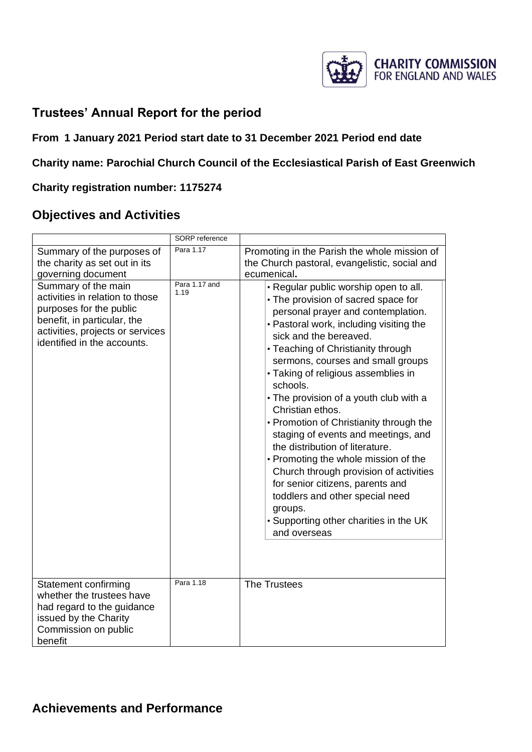CHARITY COMMISSION FOR ENGLAND AND WALES

# Trustees' Annual Report for the period

**From 1 January 2021 Period start date to 31 December 2021 Period end date**

**Charity name: Parochial Church Council of the Ecclesiastical Parish of East Greenwich**

**Charity registration number: 1175274**

## Objectives and Activities

| | SORP reference | |
|---|---|---|
| Summary of the purposes of the charity as set out in its governing document | Para 1.17 | Promoting in the Parish the whole mission of the Church pastoral, evangelistic, social and ecumenical. |
| Summary of the main activities in relation to those purposes for the public benefit, in particular, the activities, projects or services identified in the accounts. | Para 1.17 and 1.19 | • Regular public worship open to all.<br>• The provision of sacred space for personal prayer and contemplation.<br>• Pastoral work, including visiting the sick and the bereaved.<br>• Teaching of Christianity through sermons, courses and small groups<br>• Taking of religious assemblies in schools.<br>• The provision of a youth club with a Christian ethos.<br>• Promotion of Christianity through the staging of events and meetings, and the distribution of literature.<br>• Promoting the whole mission of the Church through provision of activities for senior citizens, parents and toddlers and other special need groups.<br>• Supporting other charities in the UK and overseas |
| Statement confirming whether the trustees have had regard to the guidance issued by the Charity Commission on public benefit | Para 1.18 | The Trustees |

## Achievements and Performance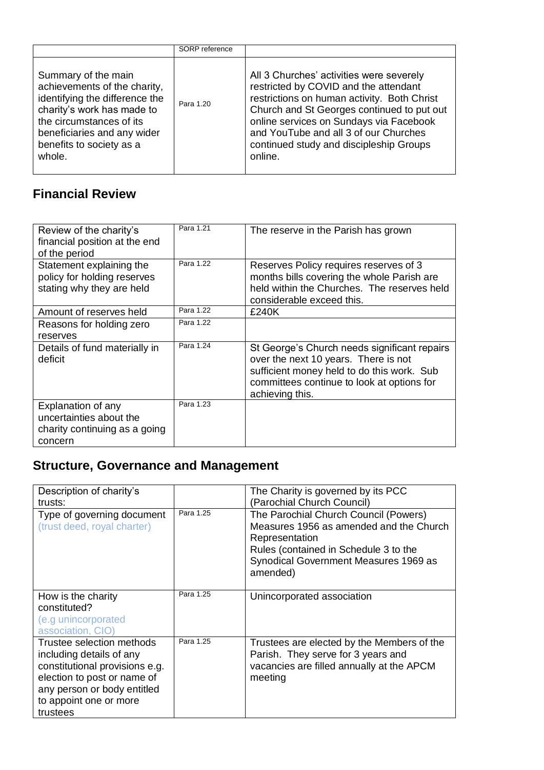| | SORP reference | |
|---|---|---|
| Summary of the main achievements of the charity, identifying the difference the charity's work has made to the circumstances of its beneficiaries and any wider benefits to society as a whole. | Para 1.20 | All 3 Churches' activities were severely restricted by COVID and the attendant restrictions on human activity. Both Christ Church and St Georges continued to put out online services on Sundays via Facebook and YouTube and all 3 of our Churches continued study and discipleship Groups online. |

## Financial Review

| | | |
|---|---|---|
| Review of the charity's financial position at the end of the period | Para 1.21 | The reserve in the Parish has grown |
| Statement explaining the policy for holding reserves stating why they are held | Para 1.22 | Reserves Policy requires reserves of 3 months bills covering the whole Parish are held within the Churches. The reserves held considerable exceed this. |
| Amount of reserves held | Para 1.22 | £240K |
| Reasons for holding zero reserves | Para 1.22 | |
| Details of fund materially in deficit | Para 1.24 | St George's Church needs significant repairs over the next 10 years. There is not sufficient money held to do this work. Sub committees continue to look at options for achieving this. |
| Explanation of any uncertainties about the charity continuing as a going concern | Para 1.23 | |

## Structure, Governance and Management

| | | |
|---|---|---|
| Description of charity's trusts: | | The Charity is governed by its PCC (Parochial Church Council) |
| Type of governing document (trust deed, royal charter) | Para 1.25 | The Parochial Church Council (Powers) Measures 1956 as amended and the Church Representation Rules (contained in Schedule 3 to the Synodical Government Measures 1969 as amended) |
| How is the charity constituted? (e.g unincorporated association, CIO) | Para 1.25 | Unincorporated association |
| Trustee selection methods including details of any constitutional provisions e.g. election to post or name of any person or body entitled to appoint one or more trustees | Para 1.25 | Trustees are elected by the Members of the Parish. They serve for 3 years and vacancies are filled annually at the APCM meeting |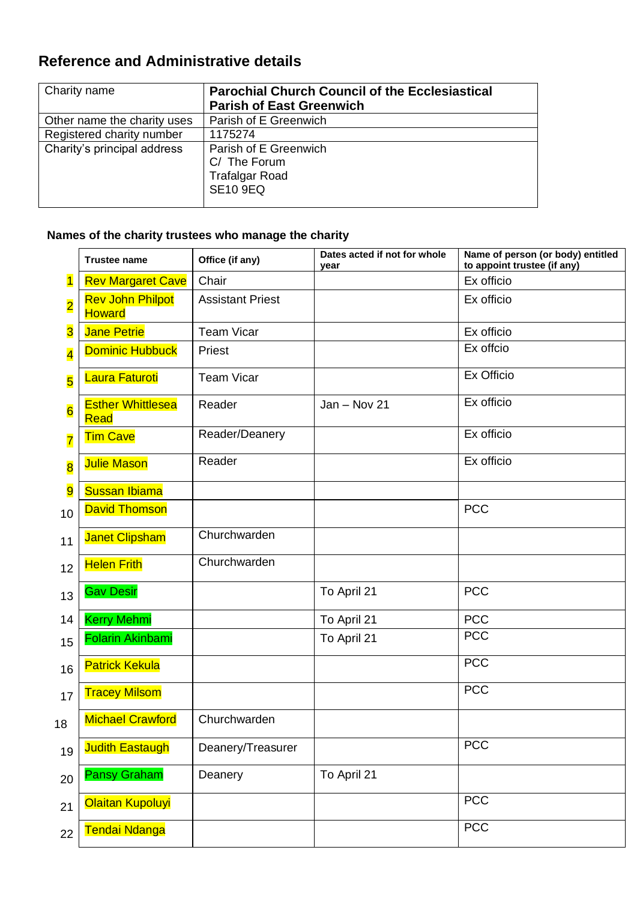## Reference and Administrative details

| Charity name | **Parochial Church Council of the Ecclesiastical Parish of East Greenwich** |
|---|---|
| Other name the charity uses | Parish of E Greenwich |
| Registered charity number | 1175274 |
| Charity's principal address | Parish of E Greenwich<br>C/ The Forum<br>Trafalgar Road<br>SE10 9EQ |

### Names of the charity trustees who manage the charity

| | Trustee name | Office (if any) | Dates acted if not for whole year | Name of person (or body) entitled to appoint trustee (if any) |
|---|---|---|---|---|
| 1 | Rev Margaret Cave | Chair | | Ex officio |
| 2 | Rev John Philpot Howard | Assistant Priest | | Ex officio |
| 3 | Jane Petrie | Team Vicar | | Ex officio |
| 4 | Dominic Hubbuck | Priest | | Ex offcio |
| 5 | Laura Faturoti | Team Vicar | | Ex Officio |
| 6 | Esther Whittlesea Read | Reader | Jan – Nov 21 | Ex officio |
| 7 | Tim Cave | Reader/Deanery | | Ex officio |
| 8 | Julie Mason | Reader | | Ex officio |
| 9 | Sussan Ibiama | | | |
| 10 | David Thomson | | | PCC |
| 11 | Janet Clipsham | Churchwarden | | |
| 12 | Helen Frith | Churchwarden | | |
| 13 | Gav Desir | | To April 21 | PCC |
| 14 | Kerry Mehmi | | To April 21 | PCC |
| 15 | Folarin Akinbami | | To April 21 | PCC |
| 16 | Patrick Kekula | | | PCC |
| 17 | Tracey Milsom | | | PCC |
| 18 | Michael Crawford | Churchwarden | | |
| 19 | Judith Eastaugh | Deanery/Treasurer | | PCC |
| 20 | Pansy Graham | Deanery | To April 21 | |
| 21 | Olaitan Kupoluyi | | | PCC |
| 22 | Tendai Ndanga | | | PCC |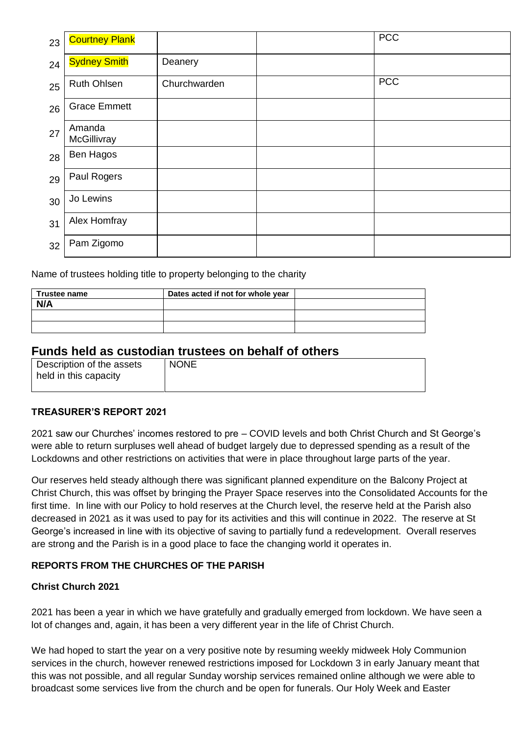| | | | | |
|---|---|---|---|---|
| 23 | Courtney Plank | | | PCC |
| 24 | Sydney Smith | Deanery | | |
| 25 | Ruth Ohlsen | Churchwarden | | PCC |
| 26 | Grace Emmett | | | |
| 27 | Amanda McGillivray | | | |
| 28 | Ben Hagos | | | |
| 29 | Paul Rogers | | | |
| 30 | Jo Lewins | | | |
| 31 | Alex Homfray | | | |
| 32 | Pam Zigomo | | | |

Name of trustees holding title to property belonging to the charity

| Trustee name | Dates acted if not for whole year | |
|---|---|---|
| N/A | | |
| | | |
| | | |

## Funds held as custodian trustees on behalf of others

| Description of the assets held in this capacity | NONE |
|---|---|

**TREASURER'S REPORT 2021**

2021 saw our Churches' incomes restored to pre – COVID levels and both Christ Church and St George's were able to return surpluses well ahead of budget largely due to depressed spending as a result of the Lockdowns and other restrictions on activities that were in place throughout large parts of the year.

Our reserves held steady although there was significant planned expenditure on the Balcony Project at Christ Church, this was offset by bringing the Prayer Space reserves into the Consolidated Accounts for the first time. In line with our Policy to hold reserves at the Church level, the reserve held at the Parish also decreased in 2021 as it was used to pay for its activities and this will continue in 2022. The reserve at St George's increased in line with its objective of saving to partially fund a redevelopment. Overall reserves are strong and the Parish is in a good place to face the changing world it operates in.

**REPORTS FROM THE CHURCHES OF THE PARISH**

**Christ Church 2021**

2021 has been a year in which we have gratefully and gradually emerged from lockdown. We have seen a lot of changes and, again, it has been a very different year in the life of Christ Church.

We had hoped to start the year on a very positive note by resuming weekly midweek Holy Communion services in the church, however renewed restrictions imposed for Lockdown 3 in early January meant that this was not possible, and all regular Sunday worship services remained online although we were able to broadcast some services live from the church and be open for funerals. Our Holy Week and Easter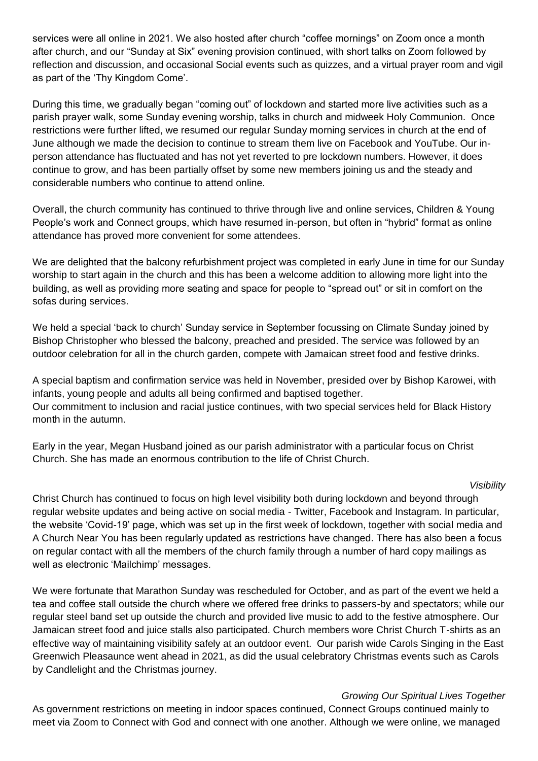services were all online in 2021. We also hosted after church "coffee mornings" on Zoom once a month after church, and our "Sunday at Six" evening provision continued, with short talks on Zoom followed by reflection and discussion, and occasional Social events such as quizzes, and a virtual prayer room and vigil as part of the 'Thy Kingdom Come'.

During this time, we gradually began "coming out" of lockdown and started more live activities such as a parish prayer walk, some Sunday evening worship, talks in church and midweek Holy Communion. Once restrictions were further lifted, we resumed our regular Sunday morning services in church at the end of June although we made the decision to continue to stream them live on Facebook and YouTube. Our in-person attendance has fluctuated and has not yet reverted to pre lockdown numbers. However, it does continue to grow, and has been partially offset by some new members joining us and the steady and considerable numbers who continue to attend online.

Overall, the church community has continued to thrive through live and online services, Children & Young People's work and Connect groups, which have resumed in-person, but often in "hybrid" format as online attendance has proved more convenient for some attendees.

We are delighted that the balcony refurbishment project was completed in early June in time for our Sunday worship to start again in the church and this has been a welcome addition to allowing more light into the building, as well as providing more seating and space for people to "spread out" or sit in comfort on the sofas during services.

We held a special 'back to church' Sunday service in September focussing on Climate Sunday joined by Bishop Christopher who blessed the balcony, preached and presided. The service was followed by an outdoor celebration for all in the church garden, compete with Jamaican street food and festive drinks.

A special baptism and confirmation service was held in November, presided over by Bishop Karowei, with infants, young people and adults all being confirmed and baptised together.
Our commitment to inclusion and racial justice continues, with two special services held for Black History month in the autumn.

Early in the year, Megan Husband joined as our parish administrator with a particular focus on Christ Church. She has made an enormous contribution to the life of Christ Church.

*Visibility*

Christ Church has continued to focus on high level visibility both during lockdown and beyond through regular website updates and being active on social media - Twitter, Facebook and Instagram. In particular, the website 'Covid-19' page, which was set up in the first week of lockdown, together with social media and A Church Near You has been regularly updated as restrictions have changed. There has also been a focus on regular contact with all the members of the church family through a number of hard copy mailings as well as electronic 'Mailchimp' messages.

We were fortunate that Marathon Sunday was rescheduled for October, and as part of the event we held a tea and coffee stall outside the church where we offered free drinks to passers-by and spectators; while our regular steel band set up outside the church and provided live music to add to the festive atmosphere. Our Jamaican street food and juice stalls also participated. Church members wore Christ Church T-shirts as an effective way of maintaining visibility safely at an outdoor event. Our parish wide Carols Singing in the East Greenwich Pleasaunce went ahead in 2021, as did the usual celebratory Christmas events such as Carols by Candlelight and the Christmas journey.

*Growing Our Spiritual Lives Together*

As government restrictions on meeting in indoor spaces continued, Connect Groups continued mainly to meet via Zoom to Connect with God and connect with one another. Although we were online, we managed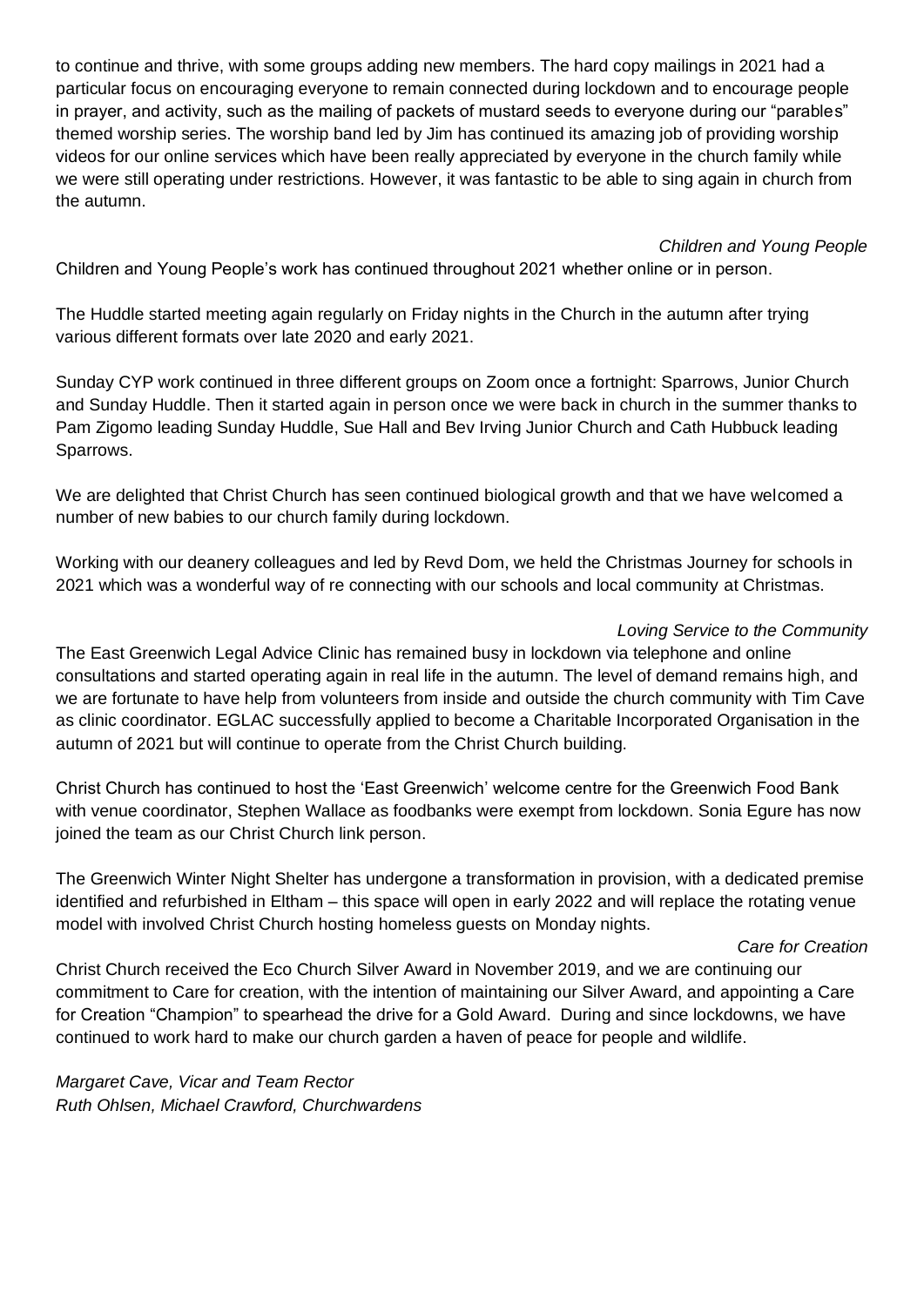to continue and thrive, with some groups adding new members. The hard copy mailings in 2021 had a particular focus on encouraging everyone to remain connected during lockdown and to encourage people in prayer, and activity, such as the mailing of packets of mustard seeds to everyone during our "parables" themed worship series. The worship band led by Jim has continued its amazing job of providing worship videos for our online services which have been really appreciated by everyone in the church family while we were still operating under restrictions. However, it was fantastic to be able to sing again in church from the autumn.

*Children and Young People*

Children and Young People's work has continued throughout 2021 whether online or in person.

The Huddle started meeting again regularly on Friday nights in the Church in the autumn after trying various different formats over late 2020 and early 2021.

Sunday CYP work continued in three different groups on Zoom once a fortnight: Sparrows, Junior Church and Sunday Huddle. Then it started again in person once we were back in church in the summer thanks to Pam Zigomo leading Sunday Huddle, Sue Hall and Bev Irving Junior Church and Cath Hubbuck leading Sparrows.

We are delighted that Christ Church has seen continued biological growth and that we have welcomed a number of new babies to our church family during lockdown.

Working with our deanery colleagues and led by Revd Dom, we held the Christmas Journey for schools in 2021 which was a wonderful way of re connecting with our schools and local community at Christmas.

*Loving Service to the Community*

The East Greenwich Legal Advice Clinic has remained busy in lockdown via telephone and online consultations and started operating again in real life in the autumn. The level of demand remains high, and we are fortunate to have help from volunteers from inside and outside the church community with Tim Cave as clinic coordinator. EGLAC successfully applied to become a Charitable Incorporated Organisation in the autumn of 2021 but will continue to operate from the Christ Church building.

Christ Church has continued to host the 'East Greenwich' welcome centre for the Greenwich Food Bank with venue coordinator, Stephen Wallace as foodbanks were exempt from lockdown. Sonia Egure has now joined the team as our Christ Church link person.

The Greenwich Winter Night Shelter has undergone a transformation in provision, with a dedicated premise identified and refurbished in Eltham – this space will open in early 2022 and will replace the rotating venue model with involved Christ Church hosting homeless guests on Monday nights.

*Care for Creation*

Christ Church received the Eco Church Silver Award in November 2019, and we are continuing our commitment to Care for creation, with the intention of maintaining our Silver Award, and appointing a Care for Creation "Champion" to spearhead the drive for a Gold Award. During and since lockdowns, we have continued to work hard to make our church garden a haven of peace for people and wildlife.

*Margaret Cave, Vicar and Team Rector*
*Ruth Ohlsen, Michael Crawford, Churchwardens*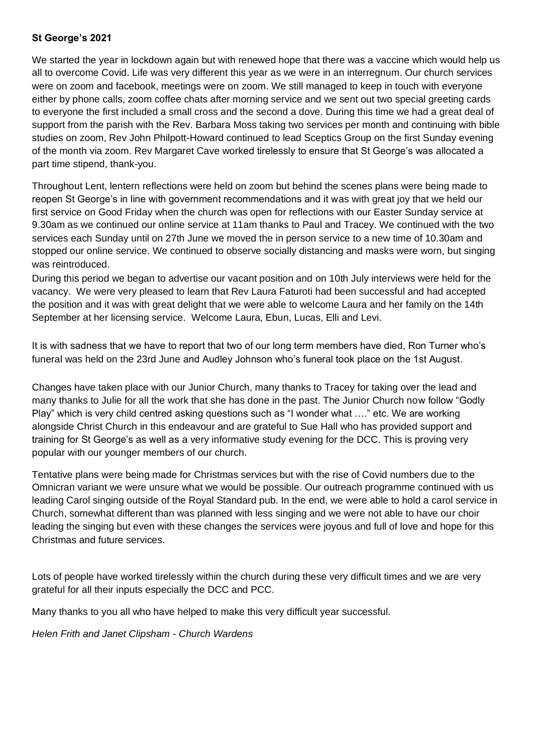**St George's 2021**

We started the year in lockdown again but with renewed hope that there was a vaccine which would help us all to overcome Covid. Life was very different this year as we were in an interregnum. Our church services were on zoom and facebook, meetings were on zoom. We still managed to keep in touch with everyone either by phone calls, zoom coffee chats after morning service and we sent out two special greeting cards to everyone the first included a small cross and the second a dove. During this time we had a great deal of support from the parish with the Rev. Barbara Moss taking two services per month and continuing with bible studies on zoom, Rev John Philpott-Howard continued to lead Sceptics Group on the first Sunday evening of the month via zoom. Rev Margaret Cave worked tirelessly to ensure that St George's was allocated a part time stipend, thank-you.

Throughout Lent, lentern reflections were held on zoom but behind the scenes plans were being made to reopen St George's in line with government recommendations and it was with great joy that we held our first service on Good Friday when the church was open for reflections with our Easter Sunday service at 9.30am as we continued our online service at 11am thanks to Paul and Tracey. We continued with the two services each Sunday until on 27th June we moved the in person service to a new time of 10.30am and stopped our online service. We continued to observe socially distancing and masks were worn, but singing was reintroduced.
During this period we began to advertise our vacant position and on 10th July interviews were held for the vacancy. We were very pleased to learn that Rev Laura Faturoti had been successful and had accepted the position and it was with great delight that we were able to welcome Laura and her family on the 14th September at her licensing service. Welcome Laura, Ebun, Lucas, Elli and Levi.

It is with sadness that we have to report that two of our long term members have died, Ron Turner who's funeral was held on the 23rd June and Audley Johnson who's funeral took place on the 1st August.

Changes have taken place with our Junior Church, many thanks to Tracey for taking over the lead and many thanks to Julie for all the work that she has done in the past. The Junior Church now follow "Godly Play" which is very child centred asking questions such as "I wonder what …." etc. We are working alongside Christ Church in this endeavour and are grateful to Sue Hall who has provided support and training for St George's as well as a very informative study evening for the DCC. This is proving very popular with our younger members of our church.

Tentative plans were being made for Christmas services but with the rise of Covid numbers due to the Omnicran variant we were unsure what we would be possible. Our outreach programme continued with us leading Carol singing outside of the Royal Standard pub. In the end, we were able to hold a carol service in Church, somewhat different than was planned with less singing and we were not able to have our choir leading the singing but even with these changes the services were joyous and full of love and hope for this Christmas and future services.

Lots of people have worked tirelessly within the church during these very difficult times and we are very grateful for all their inputs especially the DCC and PCC.

Many thanks to you all who have helped to make this very difficult year successful.

*Helen Frith and Janet Clipsham - Church Wardens*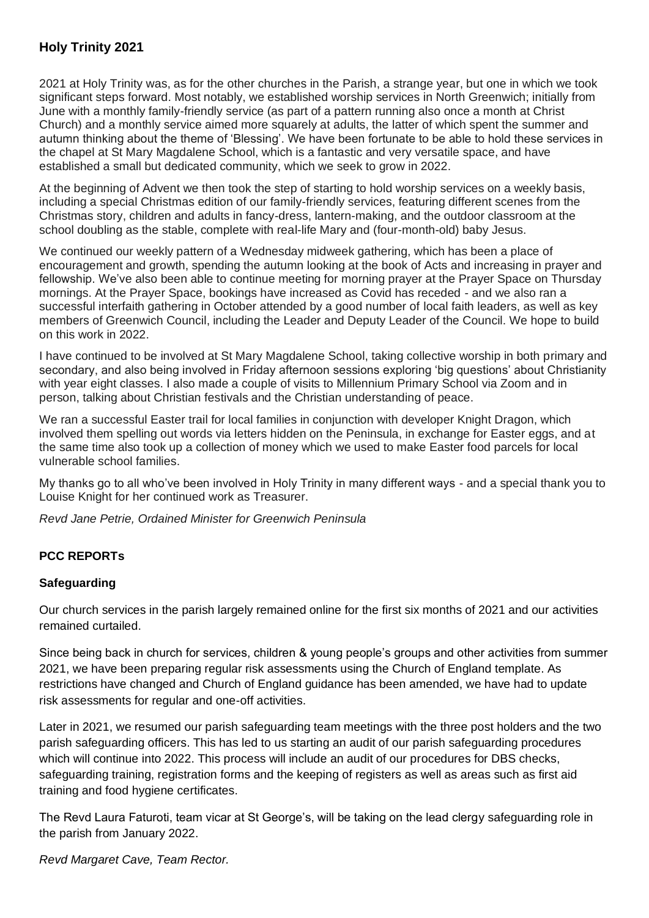## Holy Trinity 2021

2021 at Holy Trinity was, as for the other churches in the Parish, a strange year, but one in which we took significant steps forward. Most notably, we established worship services in North Greenwich; initially from June with a monthly family-friendly service (as part of a pattern running also once a month at Christ Church) and a monthly service aimed more squarely at adults, the latter of which spent the summer and autumn thinking about the theme of 'Blessing'. We have been fortunate to be able to hold these services in the chapel at St Mary Magdalene School, which is a fantastic and very versatile space, and have established a small but dedicated community, which we seek to grow in 2022.

At the beginning of Advent we then took the step of starting to hold worship services on a weekly basis, including a special Christmas edition of our family-friendly services, featuring different scenes from the Christmas story, children and adults in fancy-dress, lantern-making, and the outdoor classroom at the school doubling as the stable, complete with real-life Mary and (four-month-old) baby Jesus.

We continued our weekly pattern of a Wednesday midweek gathering, which has been a place of encouragement and growth, spending the autumn looking at the book of Acts and increasing in prayer and fellowship. We've also been able to continue meeting for morning prayer at the Prayer Space on Thursday mornings. At the Prayer Space, bookings have increased as Covid has receded - and we also ran a successful interfaith gathering in October attended by a good number of local faith leaders, as well as key members of Greenwich Council, including the Leader and Deputy Leader of the Council. We hope to build on this work in 2022.

I have continued to be involved at St Mary Magdalene School, taking collective worship in both primary and secondary, and also being involved in Friday afternoon sessions exploring 'big questions' about Christianity with year eight classes. I also made a couple of visits to Millennium Primary School via Zoom and in person, talking about Christian festivals and the Christian understanding of peace.

We ran a successful Easter trail for local families in conjunction with developer Knight Dragon, which involved them spelling out words via letters hidden on the Peninsula, in exchange for Easter eggs, and at the same time also took up a collection of money which we used to make Easter food parcels for local vulnerable school families.

My thanks go to all who've been involved in Holy Trinity in many different ways - and a special thank you to Louise Knight for her continued work as Treasurer.

*Revd Jane Petrie, Ordained Minister for Greenwich Peninsula*

## PCC REPORTs

### Safeguarding

Our church services in the parish largely remained online for the first six months of 2021 and our activities remained curtailed.

Since being back in church for services, children & young people's groups and other activities from summer 2021, we have been preparing regular risk assessments using the Church of England template. As restrictions have changed and Church of England guidance has been amended, we have had to update risk assessments for regular and one-off activities.

Later in 2021, we resumed our parish safeguarding team meetings with the three post holders and the two parish safeguarding officers. This has led to us starting an audit of our parish safeguarding procedures which will continue into 2022. This process will include an audit of our procedures for DBS checks, safeguarding training, registration forms and the keeping of registers as well as areas such as first aid training and food hygiene certificates.

The Revd Laura Faturoti, team vicar at St George's, will be taking on the lead clergy safeguarding role in the parish from January 2022.

*Revd Margaret Cave, Team Rector.*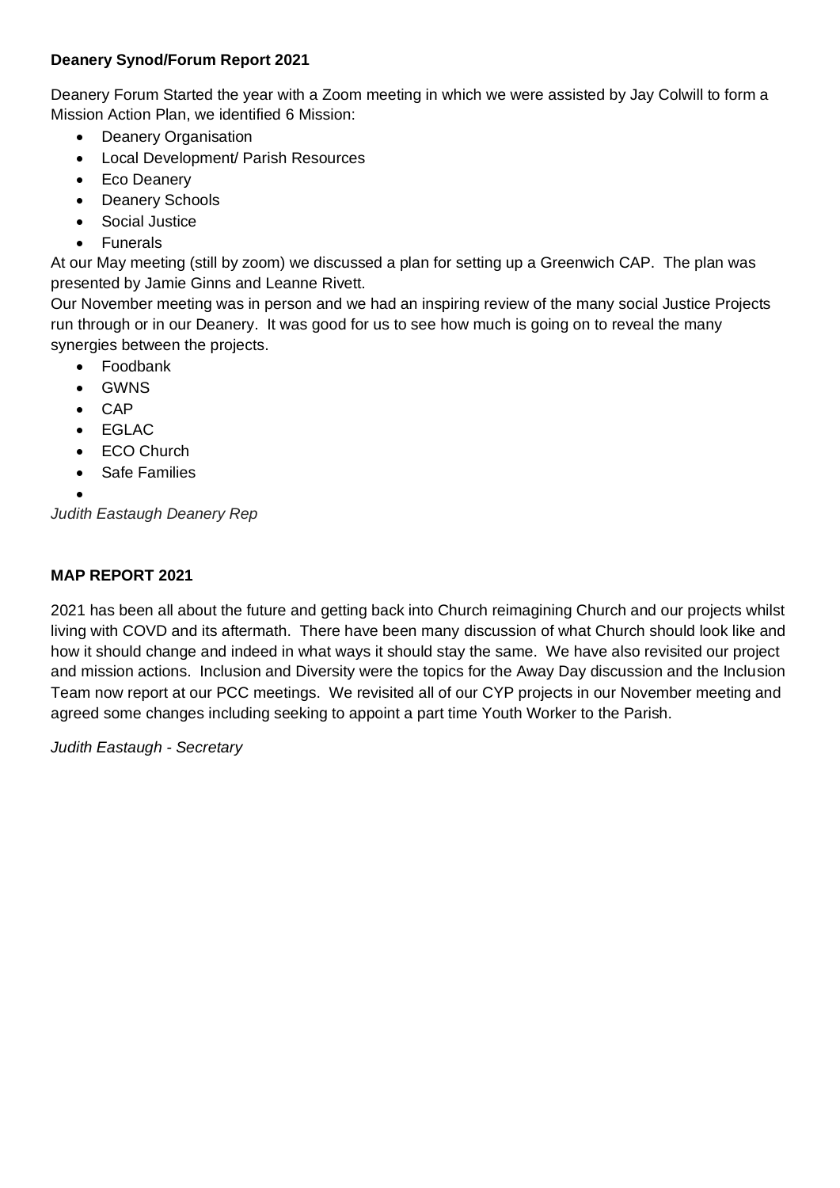**Deanery Synod/Forum Report 2021**

Deanery Forum Started the year with a Zoom meeting in which we were assisted by Jay Colwill to form a Mission Action Plan, we identified 6 Mission:

- Deanery Organisation
- Local Development/ Parish Resources
- Eco Deanery
- Deanery Schools
- Social Justice
- Funerals

At our May meeting (still by zoom) we discussed a plan for setting up a Greenwich CAP. The plan was presented by Jamie Ginns and Leanne Rivett.

Our November meeting was in person and we had an inspiring review of the many social Justice Projects run through or in our Deanery. It was good for us to see how much is going on to reveal the many synergies between the projects.

- Foodbank
- GWNS
- CAP
- EGLAC
- ECO Church
- Safe Families

*Judith Eastaugh Deanery Rep*

**MAP REPORT 2021**

2021 has been all about the future and getting back into Church reimagining Church and our projects whilst living with COVD and its aftermath. There have been many discussion of what Church should look like and how it should change and indeed in what ways it should stay the same. We have also revisited our project and mission actions. Inclusion and Diversity were the topics for the Away Day discussion and the Inclusion Team now report at our PCC meetings. We revisited all of our CYP projects in our November meeting and agreed some changes including seeking to appoint a part time Youth Worker to the Parish.

*Judith Eastaugh - Secretary*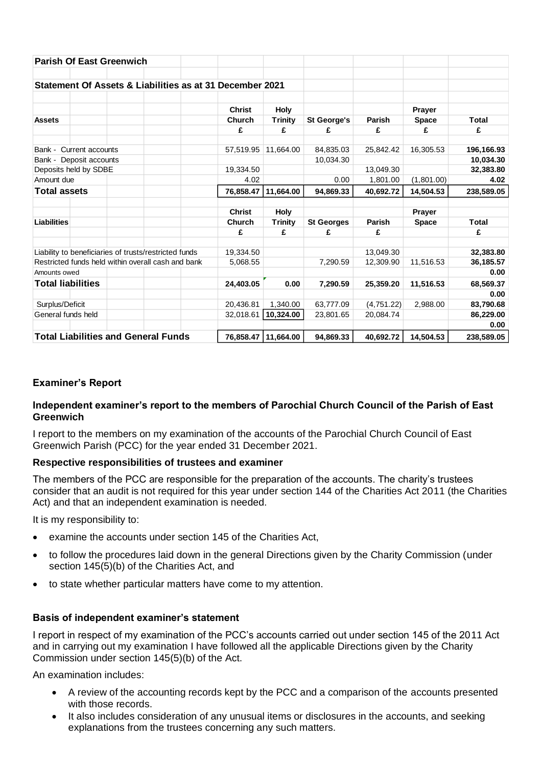**Parish Of East Greenwich**

**Statement Of Assets & Liabilities as at 31 December 2021**

| **Assets** | **Christ Church** | **Holy Trinity** | **St George's** | **Parish** | **Prayer Space** | **Total** |
|---|---|---|---|---|---|---|
| | **£** | **£** | **£** | **£** | **£** | **£** |
| Bank - Current accounts | 57,519.95 | 11,664.00 | 84,835.03 | 25,842.42 | 16,305.53 | **196,166.93** |
| Bank - Deposit accounts | | | 10,034.30 | | | **10,034.30** |
| Deposits held by SDBE | 19,334.50 | | | 13,049.30 | | **32,383.80** |
| Amount due | 4.02 | | 0.00 | 1,801.00 | (1,801.00) | **4.02** |
| **Total assets** | **76,858.47** | **11,664.00** | **94,869.33** | **40,692.72** | **14,504.53** | **238,589.05** |

| **Liabilities** | **Christ Church** | **Holy Trinity** | **St Georges** | **Parish** | **Prayer Space** | **Total** |
|---|---|---|---|---|---|---|
| | **£** | **£** | **£** | **£** | | **£** |
| Liability to beneficiaries of trusts/restricted funds | 19,334.50 | | | 13,049.30 | | **32,383.80** |
| Restricted funds held within overall cash and bank | 5,068.55 | | 7,290.59 | 12,309.90 | 11,516.53 | **36,185.57** |
| Amounts owed | | | | | | **0.00** |
| **Total liabilities** | **24,403.05** | **0.00** | **7,290.59** | **25,359.20** | **11,516.53** | **68,569.37** |
| | | | | | | **0.00** |
| Surplus/Deficit | 20,436.81 | 1,340.00 | 63,777.09 | (4,751.22) | 2,988.00 | **83,790.68** |
| General funds held | 32,018.61 | **10,324.00** | 23,801.65 | 20,084.74 | | **86,229.00** |
| | | | | | | **0.00** |
| **Total Liabilities and General Funds** | **76,858.47** | **11,664.00** | **94,869.33** | **40,692.72** | **14,504.53** | **238,589.05** |

## Examiner's Report

### Independent examiner's report to the members of Parochial Church Council of the Parish of East Greenwich

I report to the members on my examination of the accounts of the Parochial Church Council of East Greenwich Parish (PCC) for the year ended 31 December 2021.

### Respective responsibilities of trustees and examiner

The members of the PCC are responsible for the preparation of the accounts. The charity's trustees consider that an audit is not required for this year under section 144 of the Charities Act 2011 (the Charities Act) and that an independent examination is needed.

It is my responsibility to:

- examine the accounts under section 145 of the Charities Act,
- to follow the procedures laid down in the general Directions given by the Charity Commission (under section 145(5)(b) of the Charities Act, and
- to state whether particular matters have come to my attention.

### Basis of independent examiner's statement

I report in respect of my examination of the PCC's accounts carried out under section 145 of the 2011 Act and in carrying out my examination I have followed all the applicable Directions given by the Charity Commission under section 145(5)(b) of the Act.

An examination includes:

- A review of the accounting records kept by the PCC and a comparison of the accounts presented with those records.
- It also includes consideration of any unusual items or disclosures in the accounts, and seeking explanations from the trustees concerning any such matters.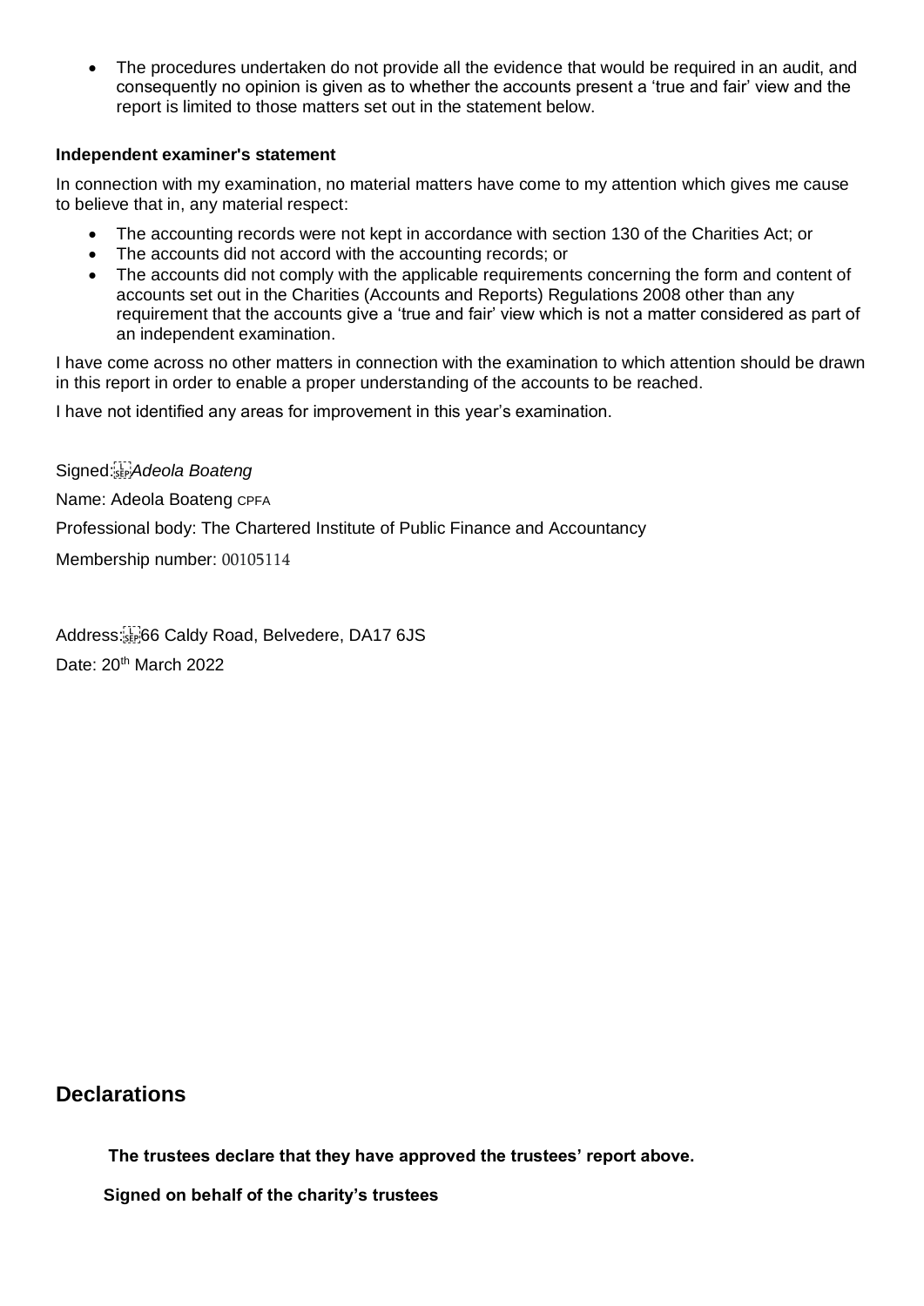- The procedures undertaken do not provide all the evidence that would be required in an audit, and consequently no opinion is given as to whether the accounts present a 'true and fair' view and the report is limited to those matters set out in the statement below.

**Independent examiner's statement**

In connection with my examination, no material matters have come to my attention which gives me cause to believe that in, any material respect:

- The accounting records were not kept in accordance with section 130 of the Charities Act; or
- The accounts did not accord with the accounting records; or
- The accounts did not comply with the applicable requirements concerning the form and content of accounts set out in the Charities (Accounts and Reports) Regulations 2008 other than any requirement that the accounts give a 'true and fair' view which is not a matter considered as part of an independent examination.

I have come across no other matters in connection with the examination to which attention should be drawn in this report in order to enable a proper understanding of the accounts to be reached.

I have not identified any areas for improvement in this year's examination.

Signed: *Adeola Boateng*

Name: Adeola Boateng CPFA

Professional body: The Chartered Institute of Public Finance and Accountancy

Membership number: 00105114

Address: 66 Caldy Road, Belvedere, DA17 6JS

Date: 20th March 2022

## Declarations

**The trustees declare that they have approved the trustees' report above.**

**Signed on behalf of the charity's trustees**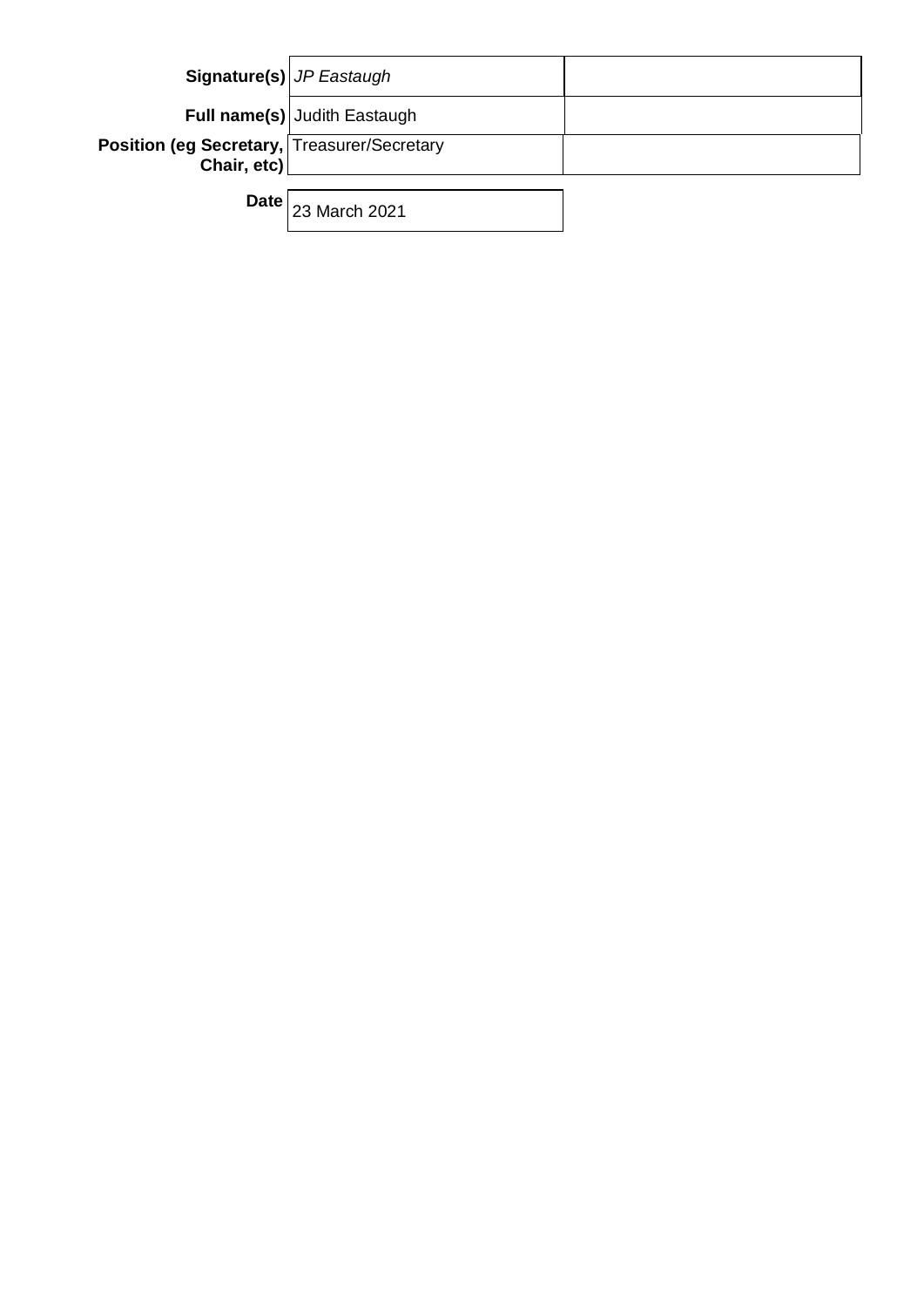| | | |
|---|---|---|
| **Signature(s)** | *JP Eastaugh* | |
| **Full name(s)** | Judith Eastaugh | |
| **Position (eg Secretary, Chair, etc)** | Treasurer/Secretary | |
| **Date** | 23 March 2021 | |